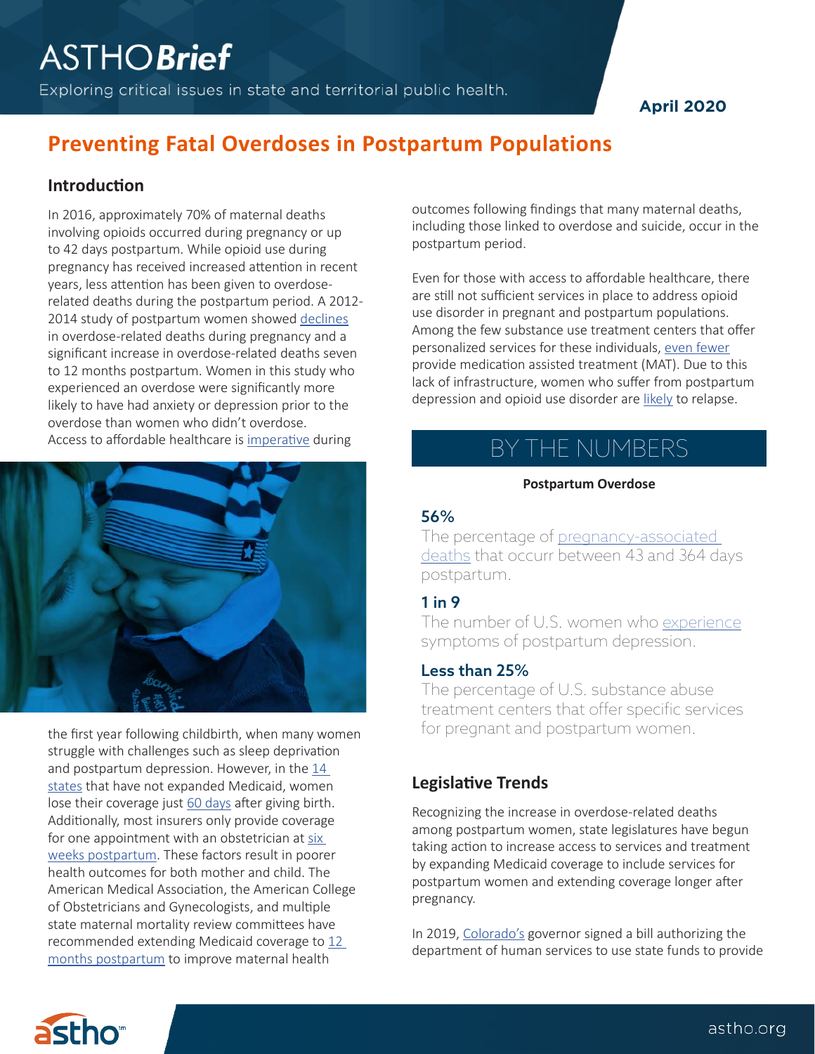# Preventing Fatal Overdoses in Postpartum Populations

ASTHO*Brief* — Exploring critical issues in state and territorial public health.

April 2020

## Introduction

In 2016, approximately 70% of maternal deaths involving opioids occurred during pregnancy or up to 42 days postpartum. While opioid use during pregnancy has received increased attention in recent years, less attention has been given to overdose-related deaths during the postpartum period. A 2012-2014 study of postpartum women showed declines in overdose-related deaths during pregnancy and a significant increase in overdose-related deaths seven to 12 months postpartum. Women in this study who experienced an overdose were significantly more likely to have had anxiety or depression prior to the overdose than women who didn't overdose. Access to affordable healthcare is imperative during the first year following childbirth, when many women struggle with challenges such as sleep deprivation and postpartum depression. However, in the 14 states that have not expanded Medicaid, women lose their coverage just 60 days after giving birth. Additionally, most insurers only provide coverage for one appointment with an obstetrician at six weeks postpartum. These factors result in poorer health outcomes for both mother and child. The American Medical Association, the American College of Obstetricians and Gynecologists, and multiple state maternal mortality review committees have recommended extending Medicaid coverage to 12 months postpartum to improve maternal health outcomes following findings that many maternal deaths, including those linked to overdose and suicide, occur in the postpartum period.

Even for those with access to affordable healthcare, there are still not sufficient services in place to address opioid use disorder in pregnant and postpartum populations. Among the few substance use treatment centers that offer personalized services for these individuals, even fewer provide medication assisted treatment (MAT). Due to this lack of infrastructure, women who suffer from postpartum depression and opioid use disorder are likely to relapse.

## BY THE NUMBERS

**Postpartum Overdose**

### 56%
The percentage of pregnancy-associated deaths that occurr between 43 and 364 days postpartum.

### 1 in 9
The number of U.S. women who experience symptoms of postpartum depression.

### Less than 25%
The percentage of U.S. substance abuse treatment centers that offer specific services for pregnant and postpartum women.

## Legislative Trends

Recognizing the increase in overdose-related deaths among postpartum women, state legislatures have begun taking action to increase access to services and treatment by expanding Medicaid coverage to include services for postpartum women and extending coverage longer after pregnancy.

In 2019, Colorado's governor signed a bill authorizing the department of human services to use state funds to provide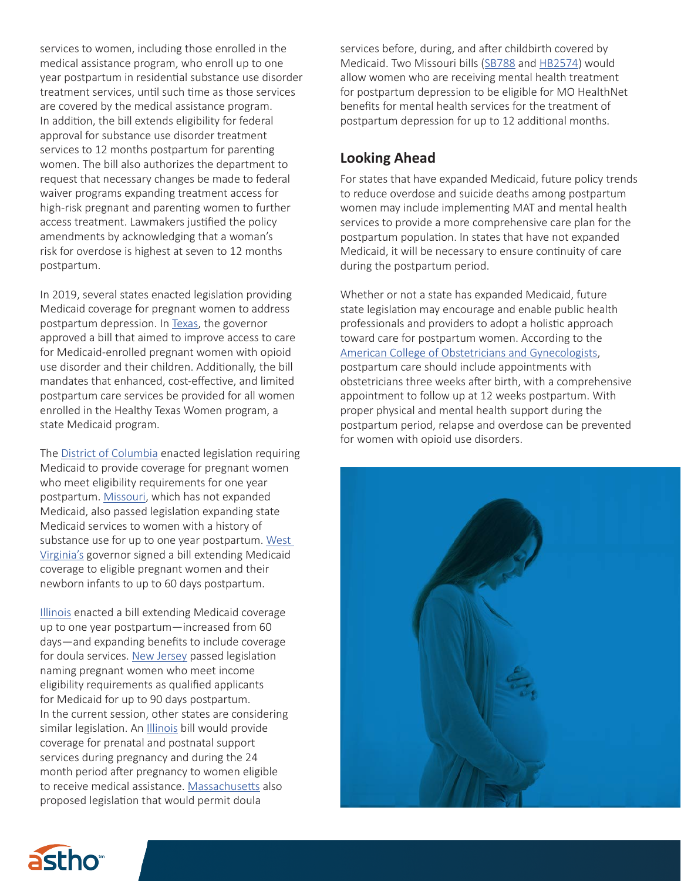services to women, including those enrolled in the medical assistance program, who enroll up to one year postpartum in residential substance use disorder treatment services, until such time as those services are covered by the medical assistance program. In addition, the bill extends eligibility for federal approval for substance use disorder treatment services to 12 months postpartum for parenting women. The bill also authorizes the department to request that necessary changes be made to federal waiver programs expanding treatment access for high-risk pregnant and parenting women to further access treatment. Lawmakers justified the policy amendments by acknowledging that a woman's risk for overdose is highest at seven to 12 months postpartum.

In 2019, several states enacted legislation providing Medicaid coverage for pregnant women to address postpartum depression. In Texas, the governor approved a bill that aimed to improve access to care for Medicaid-enrolled pregnant women with opioid use disorder and their children. Additionally, the bill mandates that enhanced, cost-effective, and limited postpartum care services be provided for all women enrolled in the Healthy Texas Women program, a state Medicaid program.

The District of Columbia enacted legislation requiring Medicaid to provide coverage for pregnant women who meet eligibility requirements for one year postpartum. Missouri, which has not expanded Medicaid, also passed legislation expanding state Medicaid services to women with a history of substance use for up to one year postpartum. West Virginia's governor signed a bill extending Medicaid coverage to eligible pregnant women and their newborn infants to up to 60 days postpartum.

Illinois enacted a bill extending Medicaid coverage up to one year postpartum—increased from 60 days—and expanding benefits to include coverage for doula services. New Jersey passed legislation naming pregnant women who meet income eligibility requirements as qualified applicants for Medicaid for up to 90 days postpartum. In the current session, other states are considering similar legislation. An Illinois bill would provide coverage for prenatal and postnatal support services during pregnancy and during the 24 month period after pregnancy to women eligible to receive medical assistance. Massachusetts also proposed legislation that would permit doula services before, during, and after childbirth covered by Medicaid. Two Missouri bills (SB788 and HB2574) would allow women who are receiving mental health treatment for postpartum depression to be eligible for MO HealthNet benefits for mental health services for the treatment of postpartum depression for up to 12 additional months.

## Looking Ahead

For states that have expanded Medicaid, future policy trends to reduce overdose and suicide deaths among postpartum women may include implementing MAT and mental health services to provide a more comprehensive care plan for the postpartum population. In states that have not expanded Medicaid, it will be necessary to ensure continuity of care during the postpartum period.

Whether or not a state has expanded Medicaid, future state legislation may encourage and enable public health professionals and providers to adopt a holistic approach toward care for postpartum women. According to the American College of Obstetricians and Gynecologists, postpartum care should include appointments with obstetricians three weeks after birth, with a comprehensive appointment to follow up at 12 weeks postpartum. With proper physical and mental health support during the postpartum period, relapse and overdose can be prevented for women with opioid use disorders.